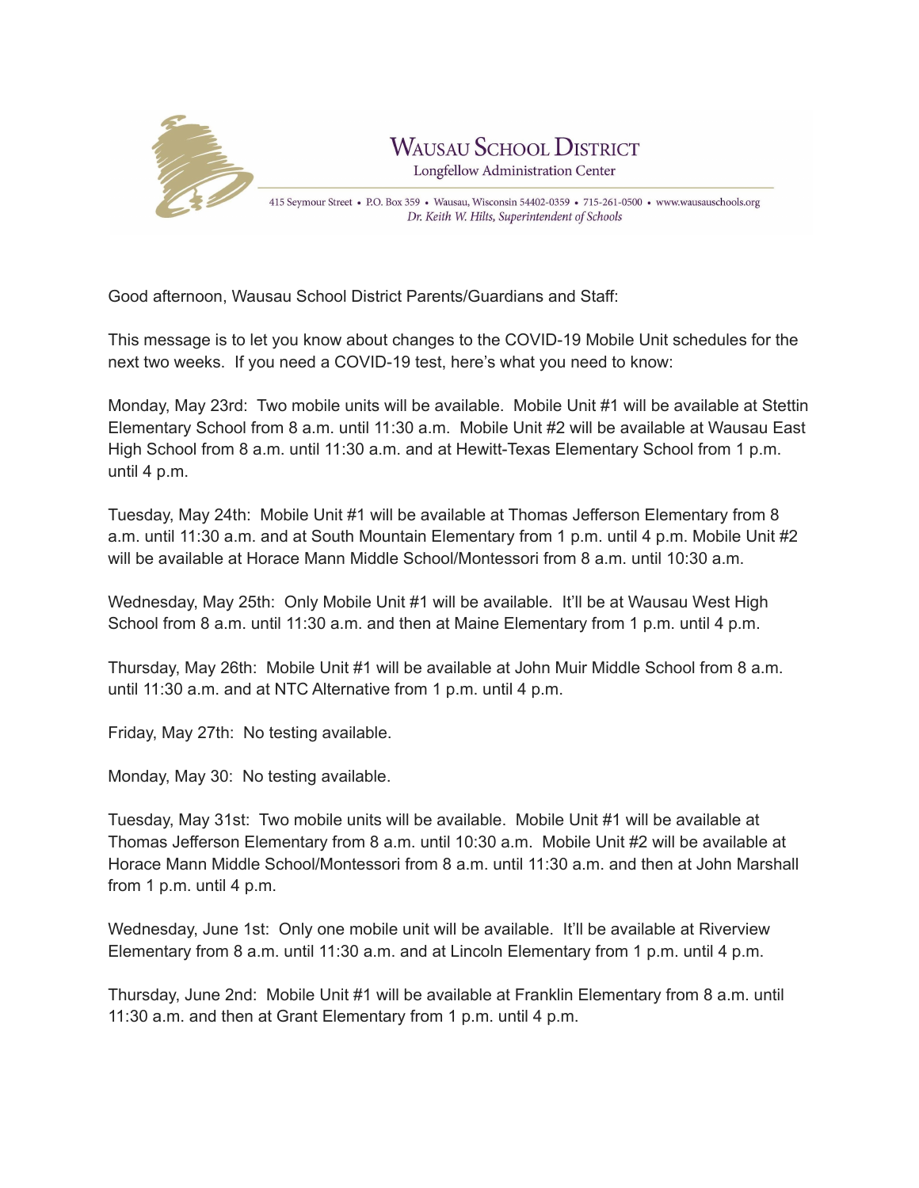# Wausau School District

Longfellow Administration Center

415 Seymour Street • P.O. Box 359 • Wausau, Wisconsin 54402-0359 • 715-261-0500 • www.wausauschools.org

*Dr. Keith W. Hilts, Superintendent of Schools*

Good afternoon, Wausau School District Parents/Guardians and Staff:

This message is to let you know about changes to the COVID-19 Mobile Unit schedules for the next two weeks. If you need a COVID-19 test, here's what you need to know:

Monday, May 23rd: Two mobile units will be available. Mobile Unit #1 will be available at Stettin Elementary School from 8 a.m. until 11:30 a.m. Mobile Unit #2 will be available at Wausau East High School from 8 a.m. until 11:30 a.m. and at Hewitt-Texas Elementary School from 1 p.m. until 4 p.m.

Tuesday, May 24th: Mobile Unit #1 will be available at Thomas Jefferson Elementary from 8 a.m. until 11:30 a.m. and at South Mountain Elementary from 1 p.m. until 4 p.m. Mobile Unit #2 will be available at Horace Mann Middle School/Montessori from 8 a.m. until 10:30 a.m.

Wednesday, May 25th: Only Mobile Unit #1 will be available. It'll be at Wausau West High School from 8 a.m. until 11:30 a.m. and then at Maine Elementary from 1 p.m. until 4 p.m.

Thursday, May 26th: Mobile Unit #1 will be available at John Muir Middle School from 8 a.m. until 11:30 a.m. and at NTC Alternative from 1 p.m. until 4 p.m.

Friday, May 27th: No testing available.

Monday, May 30: No testing available.

Tuesday, May 31st: Two mobile units will be available. Mobile Unit #1 will be available at Thomas Jefferson Elementary from 8 a.m. until 10:30 a.m. Mobile Unit #2 will be available at Horace Mann Middle School/Montessori from 8 a.m. until 11:30 a.m. and then at John Marshall from 1 p.m. until 4 p.m.

Wednesday, June 1st: Only one mobile unit will be available. It'll be available at Riverview Elementary from 8 a.m. until 11:30 a.m. and at Lincoln Elementary from 1 p.m. until 4 p.m.

Thursday, June 2nd: Mobile Unit #1 will be available at Franklin Elementary from 8 a.m. until 11:30 a.m. and then at Grant Elementary from 1 p.m. until 4 p.m.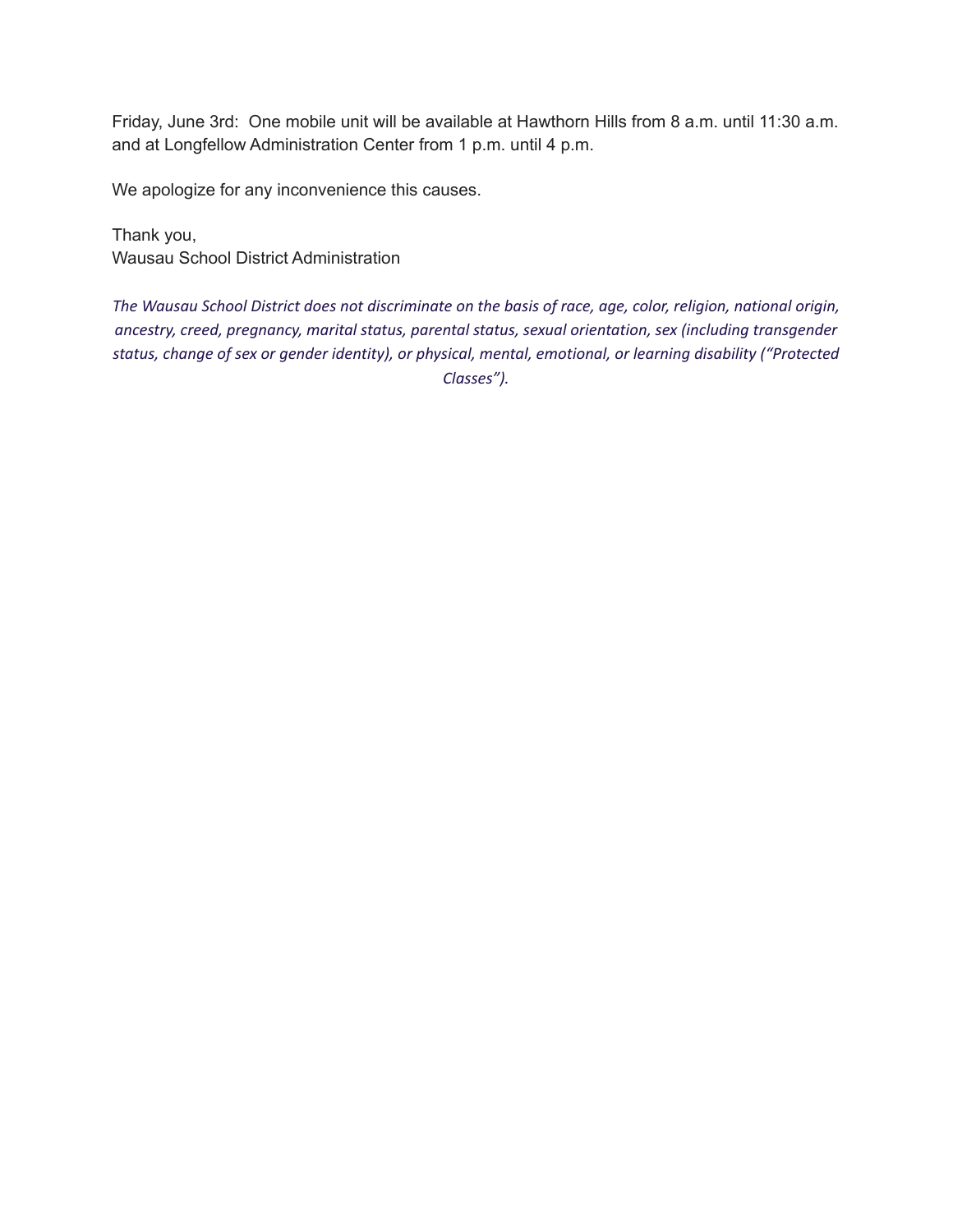Friday, June 3rd: One mobile unit will be available at Hawthorn Hills from 8 a.m. until 11:30 a.m. and at Longfellow Administration Center from 1 p.m. until 4 p.m.

We apologize for any inconvenience this causes.

Thank you,
Wausau School District Administration

*The Wausau School District does not discriminate on the basis of race, age, color, religion, national origin, ancestry, creed, pregnancy, marital status, parental status, sexual orientation, sex (including transgender status, change of sex or gender identity), or physical, mental, emotional, or learning disability ("Protected Classes").*